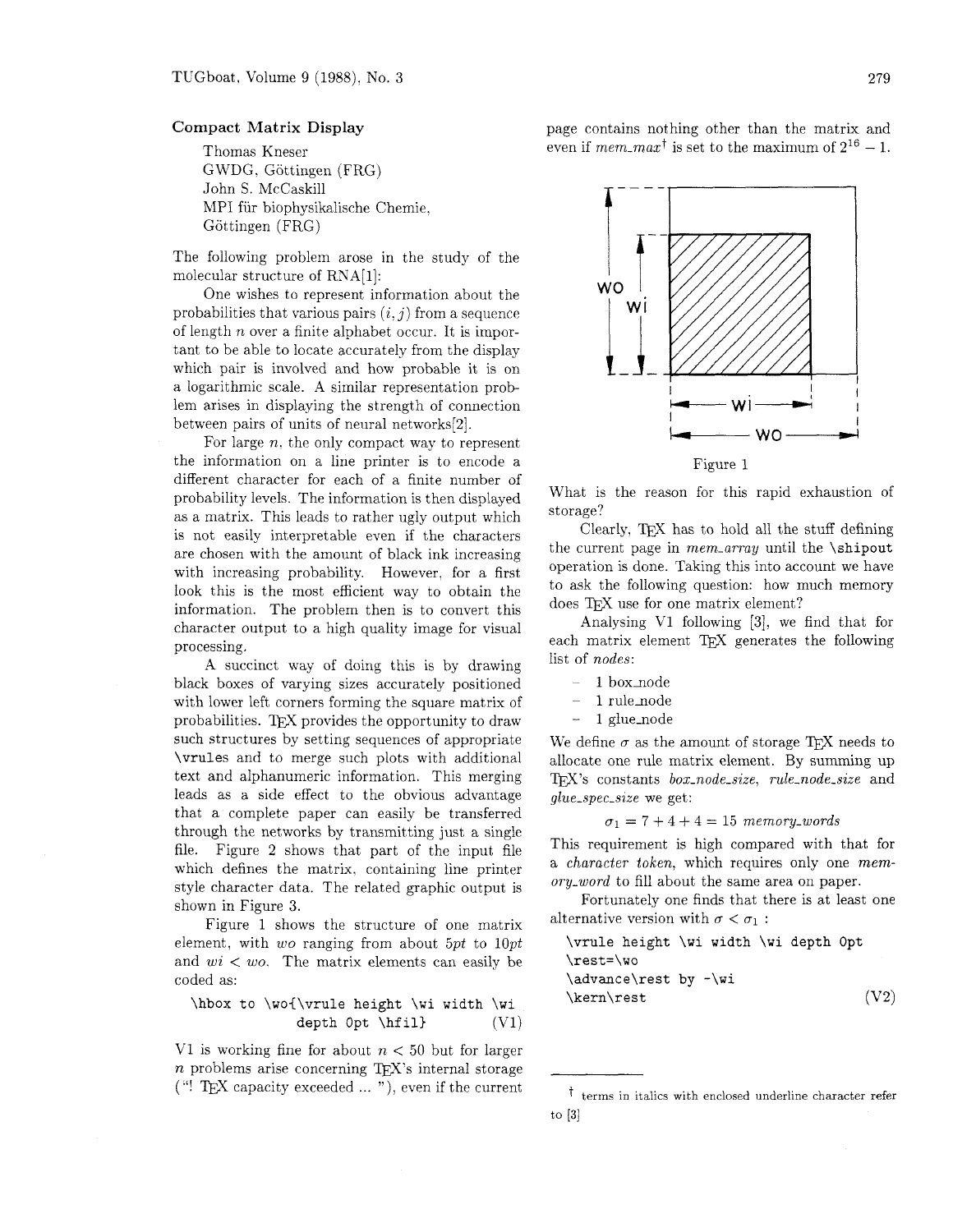## Compact Matrix Display

Thomas Kneser
GWDG, Göttingen (FRG)
John S. McCaskill
MPI für biophysikalische Chemie,
Göttingen (FRG)

The following problem arose in the study of the molecular structure of RNA[1]:

One wishes to represent information about the probabilities that various pairs $(i, j)$ from a sequence of length $n$ over a finite alphabet occur. It is important to be able to locate accurately from the display which pair is involved and how probable it is on a logarithmic scale. A similar representation problem arises in displaying the strength of connection between pairs of units of neural networks[2].

For large $n$, the only compact way to represent the information on a line printer is to encode a different character for each of a finite number of probability levels. The information is then displayed as a matrix. This leads to rather ugly output which is not easily interpretable even if the characters are chosen with the amount of black ink increasing with increasing probability. However, for a first look this is the most efficient way to obtain the information. The problem then is to convert this character output to a high quality image for visual processing.

A succinct way of doing this is by drawing black boxes of varying sizes accurately positioned with lower left corners forming the square matrix of probabilities. TeX provides the opportunity to draw such structures by setting sequences of appropriate `\vrules` and to merge such plots with additional text and alphanumeric information. This merging leads as a side effect to the obvious advantage that a complete paper can easily be transferred through the networks by transmitting just a single file. Figure 2 shows that part of the input file which defines the matrix, containing line printer style character data. The related graphic output is shown in Figure 3.

Figure 1 shows the structure of one matrix element, with *wo* ranging from about *5pt* to *10pt* and *wi* < *wo*. The matrix elements can easily be coded as:

```
\hbox to \wo{\vrule height \wi width \wi
             depth 0pt \hfil}            (V1)
```

V1 is working fine for about $n < 50$ but for larger $n$ problems arise concerning TeX's internal storage ("! TeX capacity exceeded ... "), even if the current page contains nothing other than the matrix and even if *mem_max*† is set to the maximum of $2^{16} - 1$.

Figure 1

What is the reason for this rapid exhaustion of storage?

Clearly, TeX has to hold all the stuff defining the current page in *mem_array* until the `\shipout` operation is done. Taking this into account we have to ask the following question: how much memory does TeX use for one matrix element?

Analysing V1 following [3], we find that for each matrix element TeX generates the following list of *nodes*:

- 1 box_node
- 1 rule_node
- 1 glue_node

We define $\sigma$ as the amount of storage TeX needs to allocate one rule matrix element. By summing up TeX's constants *box_node_size*, *rule_node_size* and *glue_spec_size* we get:

$$\sigma_1 = 7 + 4 + 4 = 15 \ \textit{memory\_words}$$

This requirement is high compared with that for a *character token*, which requires only one *memory_word* to fill about the same area on paper.

Fortunately one finds that there is at least one alternative version with $\sigma < \sigma_1$ :

```
\vrule height \wi width \wi depth 0pt
\rest=\wo
\advance\rest by -\wi
\kern\rest                               (V2)
```

† terms in italics with enclosed underline character refer to [3]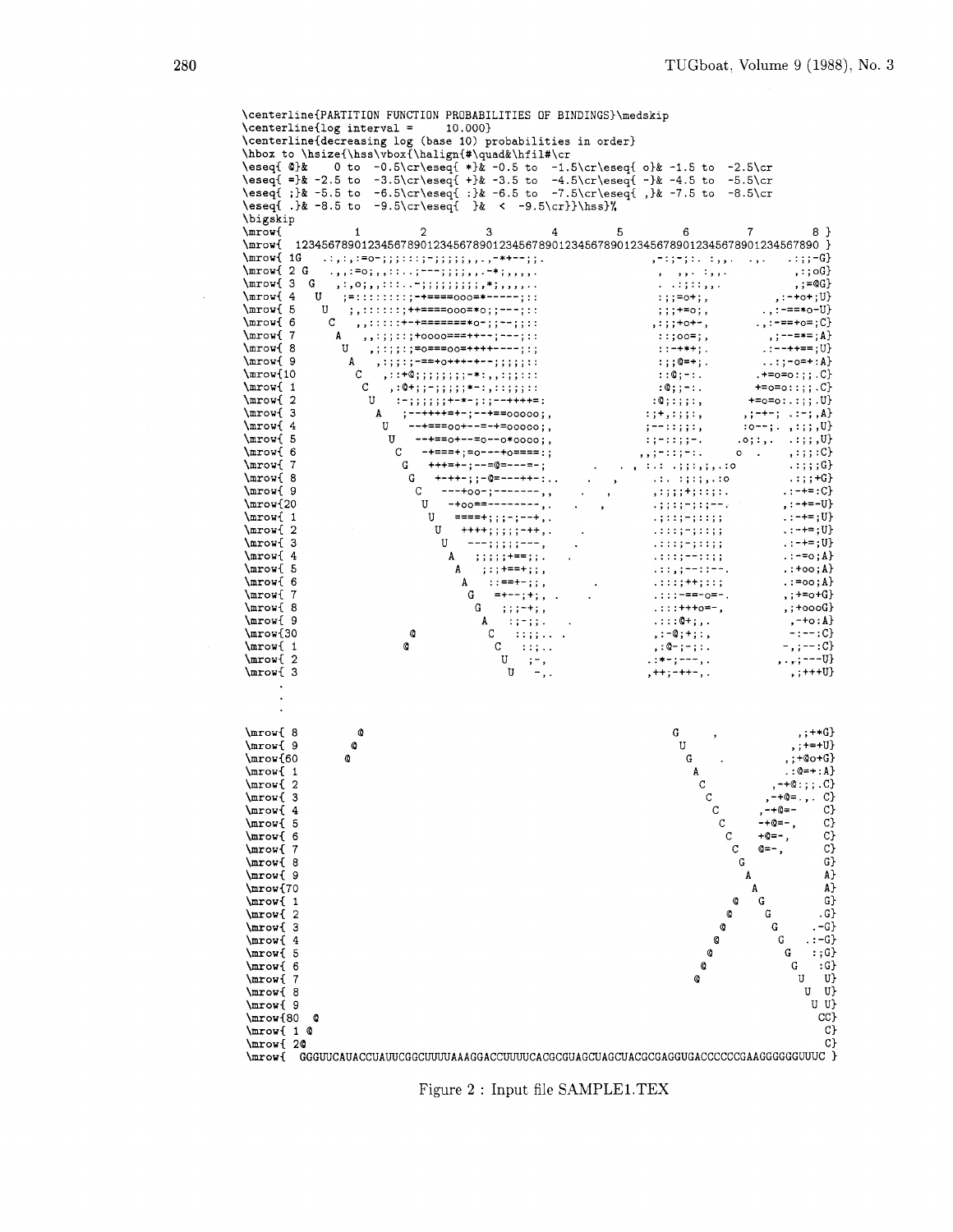```
\centerline{PARTITION FUNCTION PROBABILITIES OF BINDINGS}\medskip
\centerline{log interval =     10.000}
\centerline{decreasing log (base 10) probabilities in order}
\hbox to \hsize{\hss\vbox{\halign{#\quad&\hfil#\cr
\eseq{ @}&    0 to  -0.5\cr\eseq{ *}& -0.5 to  -1.5\cr\eseq{ o}& -1.5 to  -2.5\cr
\eseq{ =}& -2.5 to  -3.5\cr\eseq{ +}& -3.5 to  -4.5\cr\eseq{ -}& -4.5 to  -5.5\cr
\eseq{ ;}& -5.5 to  -6.5\cr\eseq{ :}& -6.5 to  -7.5\cr\eseq{ ,}& -7.5 to  -8.5\cr
\eseq{ .}& -8.5 to  -9.5\cr\eseq{  }&  <  -9.5\cr}}\hss}%
\bigskip
\mrow{         1         2         3         4         5         6         7         8 }
\mrow{  1234567890123456789012345678901234567890123456789012345678901234567890123456789 0 }
\mrow{ 1G   .:,:,:=o-;;;:::;-;;;;;,,.,-**--;;.                 ,-:;-;:. :,,.  .,.   .:;;-G}
\mrow{ 2 G   .,,:=o;,,::..;---;;;;,,.-*;,,,,.                  ,  ,,. :,,.          ,:;oG}
\mrow{ 3  G   ,:,o;,,:::..-;;;;;;;;;,*;,,,,,.                  . .:;::,,.          ,;=@G}
\mrow{ 4   U   ;=::::::::;-+====ooo=*-----;::                  :;;=o+;,          ,:-+o+;U}
\mrow{ 5    U   ;,:::::::;++====ooo=*o;;---;::                 ;;;+=o;,        .,:-==*o-U}
\mrow{ 6     C   ,,:::::+-+=======*o-;;-~;;::                 ,:;;+o+-,        .,:-==+o=;C}
\mrow{ 7      A   ,,:;;;::;+oooo===++--;---;::                 ::;oo=;,         ,;--==*=;A}
\mrow{ 8       U   ,:;;;:;=o===oo=++++----;:;                  ::-+**;.         .:--++==;U}
\mrow{ 9        A   ,:;;;;-==+o+++-+--;;;;;::                  :;;@=+;.         ..:;-o=+:A}
\mrow{10         C   ,::+@;;;;;;;;-*:,,:;;:::                  ::@;-:.         .+=o=o::;.C}
\mrow{ 1          C   ,:@+;;-;;;;;*-:,:;;;;::                  :@;;-:.         +=o=o::;;.C}
\mrow{ 2           U   :-;;;;;;+-*-;:;--++++=:                :@;:;;:,        +=o=o:.:;;.U}
\mrow{ 3            A   ;--++++=+-;--+==ooooo;,              :;+,:;;;.       ,;-+-; .:-;,A}
\mrow{ 4             U   --+===oo+--=-+=ooooo;,              ;--:;;;:,       :o--;. ,:;;,U}
\mrow{ 5              U   --+==o+--=o--o*oooo;,              :;-:;;;-.      .o;:,. .:;;,U}
\mrow{ 6               C   -+===+;=o---+o====:;            ,,;-::;-:.     o  .    ,:;;:C}
\mrow{ 7                G   +++=+-;--=@=---=-;          .  . , :.: .;;:,;,.:o       .:;;G}
\mrow{ 8                 G   +-++-;;-@=---++-:..     .    ,    .:. :;:;,.:o        .:;;+G}
\mrow{ 9                  C   ---+oo-;-------,,     .    ,    ,:;;;+;:;;:.       .:-+=:C}
\mrow{20                   U   -+oo==--------,.    .    ,     .;:;;-;:;--.       ,:-+=-U}
\mrow{ 1                    U   ====+;;;-;--+,.                .;:;;-;:;;;       .:-+=;U}
\mrow{ 2                     U   ++++;;;;;-++,.                .:::;-;:;;;       .:-+=;U}
\mrow{ 3                      U   ---;;;;;---,     .           .:::;-;:;;;       .:-+=;U}
\mrow{ 4                       A   ;;;;;+==;;.    .            .:::;--:::;       .:-=o;A}
\mrow{ 5                        A   ;:;+==+;;,                 .::,;--::--.      .:+oo;A}
\mrow{ 6                         A   ::==+-;;,        .        .:::;++;::;       .:=oo;A}
\mrow{ 7                          G   =+--;+;, .      .        .:::-==-o=-.      ,;+=o+G}
\mrow{ 8                           G   ;;;-+;,                 .:::+++o=-,       ,;+oooG}
\mrow{ 9                            A   :;-;;.    .            .:::@+;,.          ,-+o:A}
\mrow{30                 @           C   ::;;.. .              ,:-@;+;:,           -:--:C}
\mrow{ 1                 @            C   ::;..                ,:@-;-;:.          -,;--:C}
\mrow{ 2                               U   ;-,                .:*-;---,.         .,.;---U}
\mrow{ 3                                U   -,.                ,++;-++-,.           ,;+++U}
     .
     .
     .

\mrow{ 8            @                                            G       ,          ,;+*G}
\mrow{ 9           @                                              U                 ,;+=+U}
\mrow{60          @                                                G     .         ,;+@o+G}
\mrow{ 1                                                            A             .:@=+:A}
\mrow{ 2                                                             C          ,-+@:;;.C}
\mrow{ 3                                                              C        ,-+@=.,. C}
\mrow{ 4                                                               C      ,-+@=-    C}
\mrow{ 5                                                                C     -+@=-,    C}
\mrow{ 6                                                                 C   +@=-,      C}
\mrow{ 7                                                                  C  @=-,       C}
\mrow{ 8                                                                   G            G}
\mrow{ 9                                                                    A           A}
\mrow{70                                                                     A          A}
\mrow{ 1                                                                  @   G         G}
\mrow{ 2                                                                 @     G       .G}
\mrow{ 3                                                                @       G     .-G}
\mrow{ 4                                                               @         G   .:-G}
\mrow{ 5                                                              @           G   :;G}
\mrow{ 6                                                             @             G   :G}
\mrow{ 7                                                            @               U   U}
\mrow{ 8                                                                             U  U}
\mrow{ 9                                                                              U U}
\mrow{80  @                                                                            CC}
\mrow{ 1 @                                                                              C}
\mrow{ 2@                                                                               C}
\mrow{  GGGUUCAUACCUAUUCGGCUUUUAAAGGACCUUUUCACGCGUAGCUAGCUACGCGAGGUGACCCCCCGAAGGGGGGUUUC }
```

Figure 2 : Input file SAMPLE1.TEX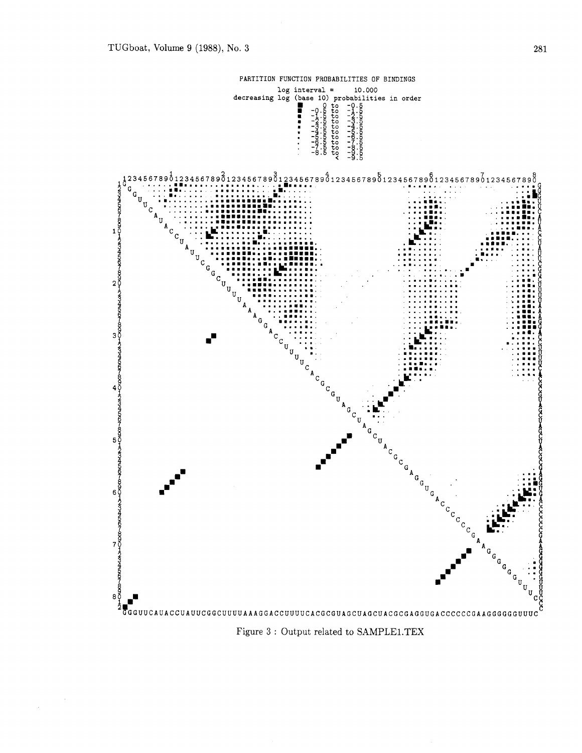PARTITION FUNCTION PROBABILITIES OF BINDINGS

log interval = 10.000

decreasing log (base 10) probabilities in order

```
■   0 to  -0.5
■ -0.5 to -1.5
■ -1.5 to -2.5
▪ -2.5 to -3.5
▪ -3.5 to -4.5
▪ -4.5 to -5.5
· -5.5 to -6.5
· -6.5 to -7.5
· -7.5 to -8.5
· -8.5 to -9.5
·      < -9.5
```

GGGUUCAUACCUAUUCGGCUUUUAAAGGACCUUUUCACGCGUAGCUAGCUACGCGAGGUGACCCCCCGAAGGGGGGUUUC

Figure 3 : Output related to SAMPLE1.TEX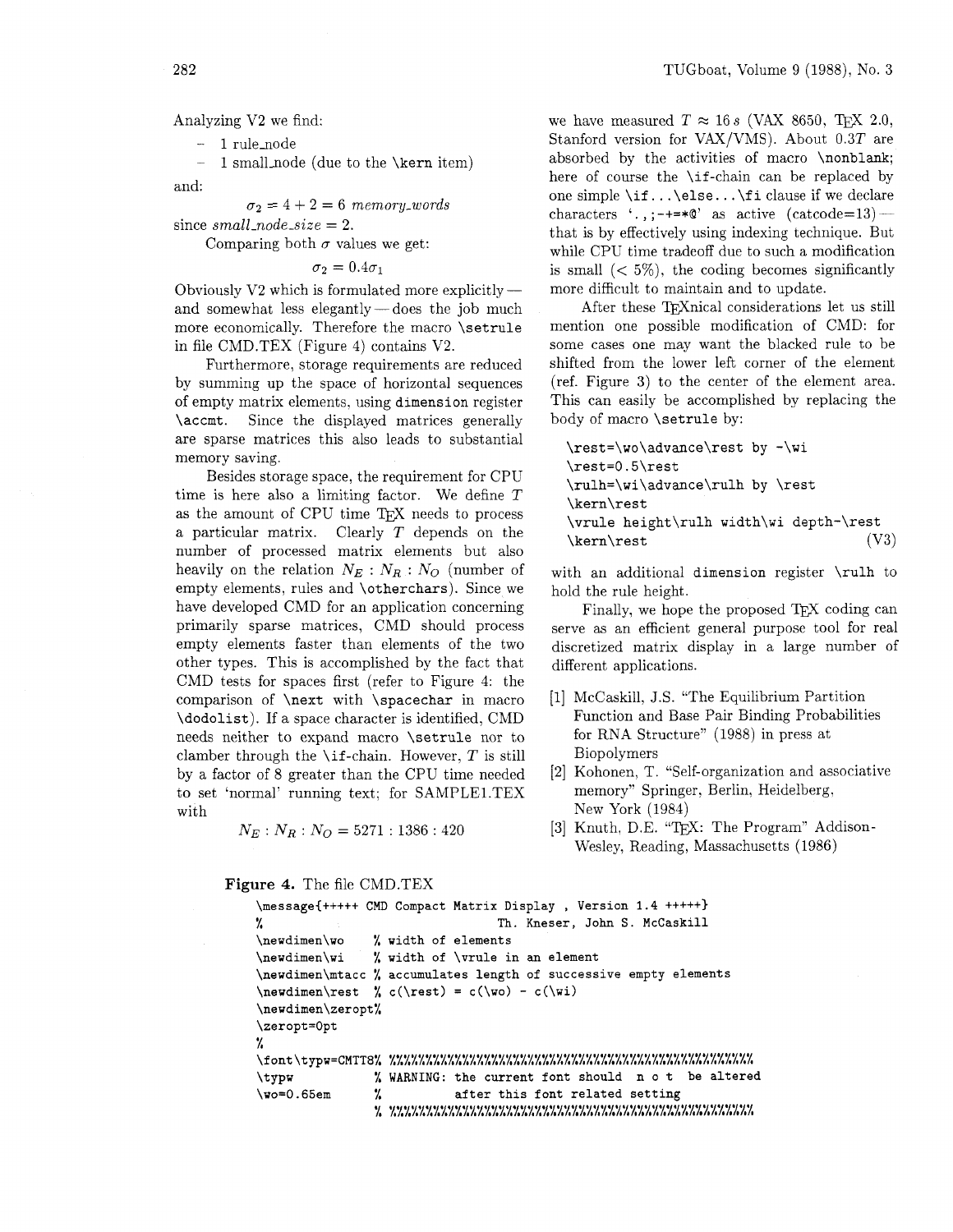Analyzing V2 we find:

- 1 rule_node
- 1 small_node (due to the `\kern` item)

and:

$$\sigma_2 = 4 + 2 = 6 \ \textit{memory\_words}$$

since *small_node_size* = 2.

Comparing both $\sigma$ values we get:

$$\sigma_2 = 0.4\sigma_1$$

Obviously V2 which is formulated more explicitly — and somewhat less elegantly — does the job much more economically. Therefore the macro `\setrule` in file CMD.TEX (Figure 4) contains V2.

Furthermore, storage requirements are reduced by summing up the space of horizontal sequences of empty matrix elements, using `dimension` register `\accmt`. Since the displayed matrices generally are sparse matrices this also leads to substantial memory saving.

Besides storage space, the requirement for CPU time is here also a limiting factor. We define $T$ as the amount of CPU time TEX needs to process a particular matrix. Clearly $T$ depends on the number of processed matrix elements but also heavily on the relation $N_E : N_R : N_O$ (number of empty elements, rules and `\otherchars`). Since we have developed CMD for an application concerning primarily sparse matrices, CMD should process empty elements faster than elements of the two other types. This is accomplished by the fact that CMD tests for spaces first (refer to Figure 4: the comparison of `\next` with `\spacechar` in macro `\dodolist`). If a space character is identified, CMD needs neither to expand macro `\setrule` nor to clamber through the `\if`-chain. However, $T$ is still by a factor of 8 greater than the CPU time needed to set 'normal' running text; for SAMPLE1.TEX with

$$N_E : N_R : N_O = 5271 : 1386 : 420$$

we have measured $T \approx 16\,s$ (VAX 8650, TEX 2.0, Stanford version for VAX/VMS). About $0.3T$ are absorbed by the activities of macro `\nonblank`; here of course the `\if`-chain can be replaced by one simple `\if...\else...\fi` clause if we declare characters '`.,;-+=*@`' as active (catcode=13) — that is by effectively using indexing technique. But while CPU time tradeoff due to such a modification is small (< 5%), the coding becomes significantly more difficult to maintain and to update.

After these TEXnical considerations let us still mention one possible modification of CMD: for some cases one may want the blacked rule to be shifted from the lower left corner of the element (ref. Figure 3) to the center of the element area. This can easily be accomplished by replacing the body of macro `\setrule` by:

```
\rest=\wo\advance\rest by -\wi
\rest=0.5\rest
\rulh=\wi\advance\rulh by \rest
\kern\rest
\vrule height\rulh width\wi depth-\rest
\kern\rest                              (V3)
```

with an additional `dimension` register `\rulh` to hold the rule height.

Finally, we hope the proposed TEX coding can serve as an efficient general purpose tool for real discretized matrix display in a large number of different applications.

[1] McCaskill, J.S. "The Equilibrium Partition Function and Base Pair Binding Probabilities for RNA Structure" (1988) in press at Biopolymers

[2] Kohonen, T. "Self-organization and associative memory" Springer, Berlin, Heidelberg, New York (1984)

[3] Knuth, D.E. "TEX: The Program" Addison-Wesley, Reading, Massachusetts (1986)

**Figure 4.** The file CMD.TEX

```
\message{+++++ CMD Compact Matrix Display , Version 1.4 +++++}
%                                   Th. Kneser, John S. McCaskill
\newdimen\wo    % width of elements
\newdimen\wi    % width of \vrule in an element
\newdimen\mtacc % accumulates length of successive empty elements
\newdimen\rest  % c(\rest) = c(\wo) - c(\wi)
\newdimen\zeropt%
\zeropt=0pt
%
\font\typw=CMTT8% %%%%%%%%%%%%%%%%%%%%%%%%%%%%%%%%%%%%%%%%%%%%%%%%%%%%%%%%
\typw           % WARNING: the current font should  n o t  be altered
\wo=0.65em      %          after this font related setting
                % %%%%%%%%%%%%%%%%%%%%%%%%%%%%%%%%%%%%%%%%%%%%%%%%%%%%%%%%
```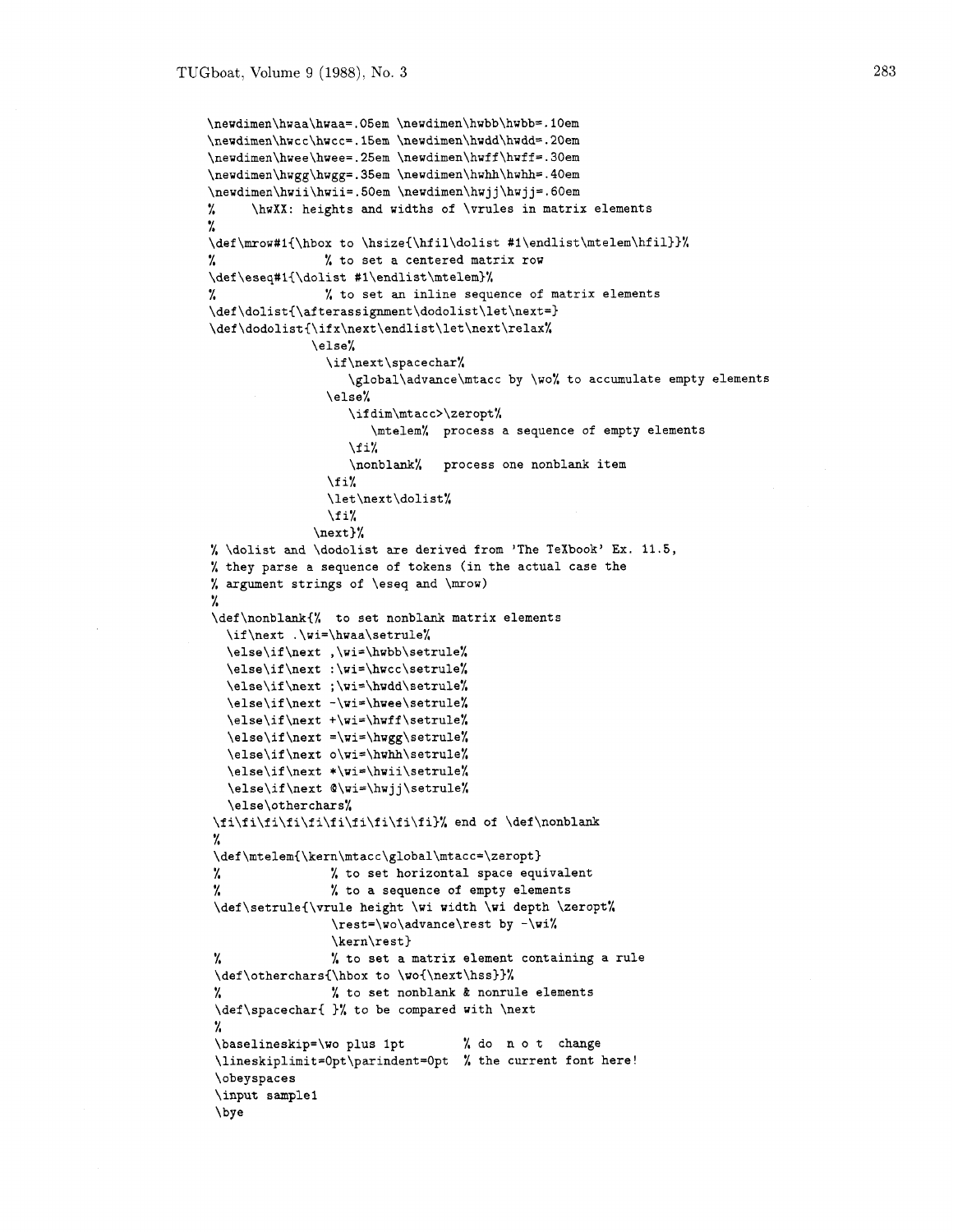```
\newdimen\hwaa\hwaa=.05em \newdimen\hwbb\hwbb=.10em
\newdimen\hwcc\hwcc=.15em \newdimen\hwdd\hwdd=.20em
\newdimen\hwee\hwee=.25em \newdimen\hwff\hwff=.30em
\newdimen\hwgg\hwgg=.35em \newdimen\hwhh\hwhh=.40em
\newdimen\hwii\hwii=.50em \newdimen\hwjj\hwjj=.60em
%     \hwXX: heights and widths of \vrules in matrix elements
%
\def\mrow#1{\hbox to \hsize{\hfil\dolist #1\endlist\mtelem\hfil}}%
%               % to set a centered matrix row
\def\eseq#1{\dolist #1\endlist\mtelem}%
%               % to set an inline sequence of matrix elements
\def\dolist{\afterassignment\dodolist\let\next=}
\def\dodolist{\ifx\next\endlist\let\next\relax%
              \else%
                \if\next\spacechar%
                   \global\advance\mtacc by \wo% to accumulate empty elements
                \else%
                   \ifdim\mtacc>\zeropt%
                      \mtelem%  process a sequence of empty elements
                   \fi%
                   \nonblank%   process one nonblank item
                \fi%
                \let\next\dolist%
                \fi%
              \next}%
% \dolist and \dodolist are derived from 'The TeXbook' Ex. 11.5,
% they parse a sequence of tokens (in the actual case the
% argument strings of \eseq and \mrow)
%
\def\nonblank{%  to set nonblank matrix elements
  \if\next .\wi=\hwaa\setrule%
  \else\if\next ,\wi=\hwbb\setrule%
  \else\if\next :\wi=\hwcc\setrule%
  \else\if\next ;\wi=\hwdd\setrule%
  \else\if\next -\wi=\hwee\setrule%
  \else\if\next +\wi=\hwff\setrule%
  \else\if\next =\wi=\hwgg\setrule%
  \else\if\next o\wi=\hwhh\setrule%
  \else\if\next *\wi=\hwii\setrule%
  \else\if\next @\wi=\hwjj\setrule%
  \else\otherchars%
\fi\fi\fi\fi\fi\fi\fi\fi\fi\fi}% end of \def\nonblank
%
\def\mtelem{\kern\mtacc\global\mtacc=\zeropt}
%               % to set horizontal space equivalent
%               % to a sequence of empty elements
\def\setrule{\vrule height \wi width \wi depth \zeropt%
               \rest=\wo\advance\rest by -\wi%
               \kern\rest}
%               % to set a matrix element containing a rule
\def\otherchars{\hbox to \wo{\next\hss}}%
%               % to set nonblank & nonrule elements
\def\spacechar{ }% to be compared with \next
%
\baselineskip=\wo plus 1pt        % do  n o t  change
\lineskiplimit=0pt\parindent=0pt  % the current font here!
\obeyspaces
\input sample1
\bye
```